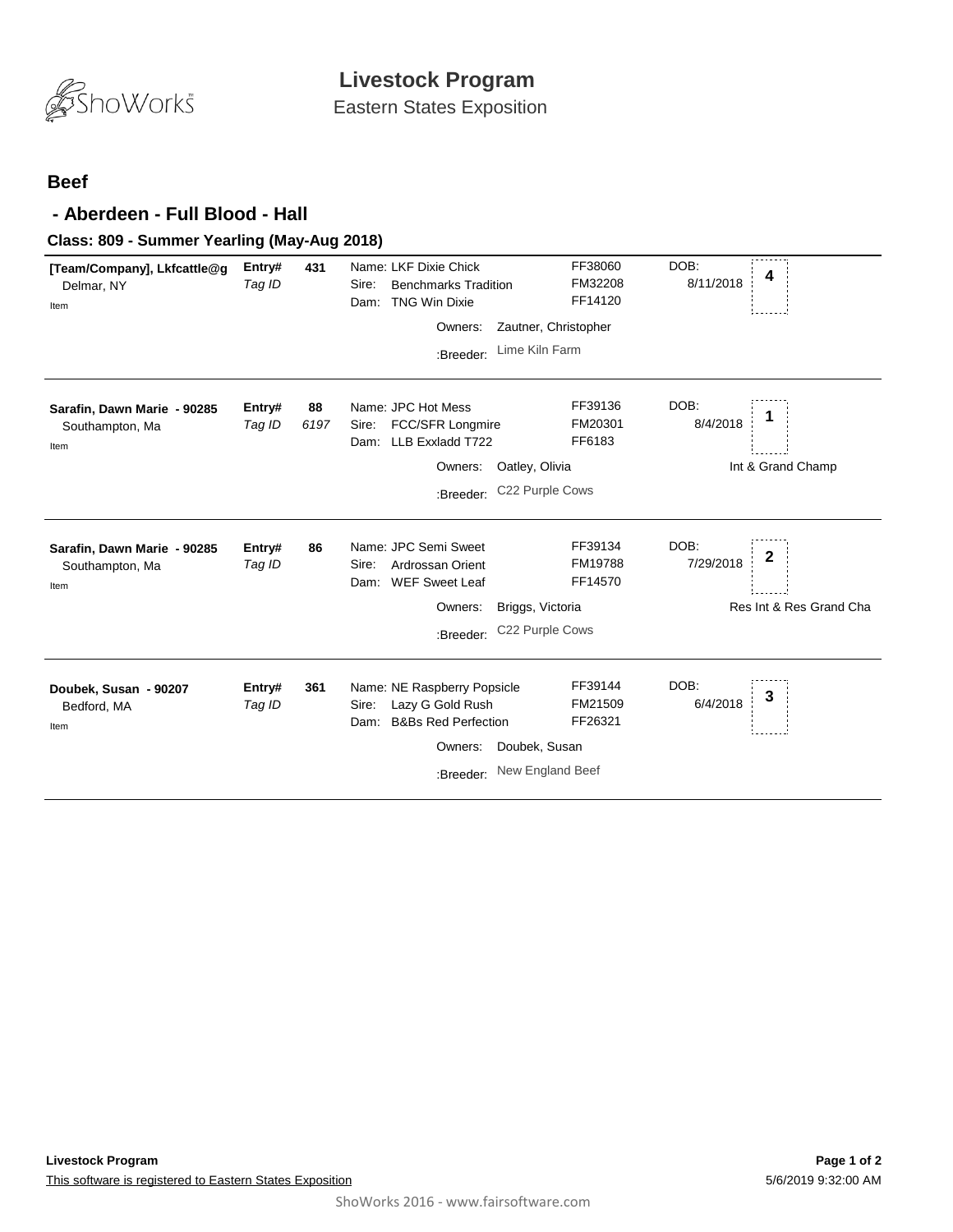# Livestock Program

Eastern States Exposition

## Beef

### - Aberdeen - Full Blood - Hall

#### Class: 809 - Summer Yearling (May-Aug 2018)

| Exhibitor | Entry# / Tag ID | | Animal | Reg # | DOB | Placing |
|---|---|---|---|---|---|---|
| **[Team/Company], Lkfcattle@g** Delmar, NY Item | **Entry#** *Tag ID* | **431** | Name: LKF Dixie Chick Sire: Benchmarks Tradition Dam: TNG Win Dixie Owners: Zautner, Christopher :Breeder: Lime Kiln Farm | FF38060 FM32208 FF14120 | DOB: 8/11/2018 | 4 |
| **Sarafin, Dawn Marie - 90285** Southampton, Ma Item | **Entry#** *Tag ID* | **88** *6197* | Name: JPC Hot Mess Sire: FCC/SFR Longmire Dam: LLB Exxladd T722 Owners: Oatley, Olivia :Breeder: C22 Purple Cows | FF39136 FM20301 FF6183 | DOB: 8/4/2018 | 1 Int & Grand Champ |
| **Sarafin, Dawn Marie - 90285** Southampton, Ma Item | **Entry#** *Tag ID* | **86** | Name: JPC Semi Sweet Sire: Ardrossan Orient Dam: WEF Sweet Leaf Owners: Briggs, Victoria :Breeder: C22 Purple Cows | FF39134 FM19788 FF14570 | DOB: 7/29/2018 | 2 Res Int & Res Grand Cha |
| **Doubek, Susan - 90207** Bedford, MA Item | **Entry#** *Tag ID* | **361** | Name: NE Raspberry Popsicle Sire: Lazy G Gold Rush Dam: B&Bs Red Perfection Owners: Doubek, Susan :Breeder: New England Beef | FF39144 FM21509 FF26321 | DOB: 6/4/2018 | 3 |

**Livestock Program**

This software is registered to Eastern States Exposition

5/6/2019 9:32:00 AM

ShoWorks 2016 - www.fairsoftware.com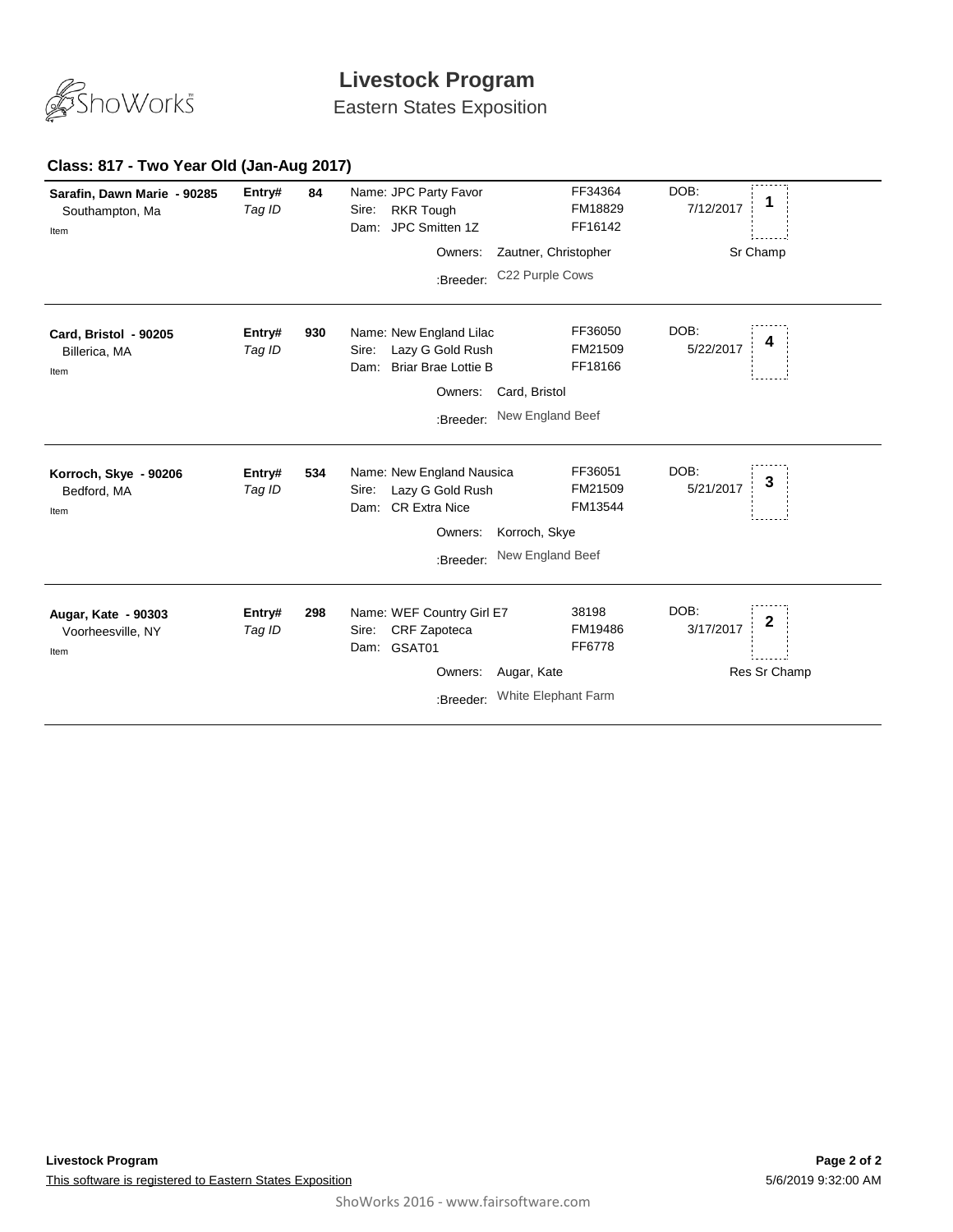# Livestock Program

Eastern States Exposition

## Class: 817 - Two Year Old (Jan-Aug 2017)

| Exhibitor | Entry# | | Animal | Reg # | DOB | Placing |
|---|---|---|---|---|---|---|
| **Sarafin, Dawn Marie - 90285**<br>Southampton, Ma<br>Item | **Entry#**<br>*Tag ID* | **84** | Name: JPC Party Favor<br>Sire: RKR Tough<br>Dam: JPC Smitten 1Z<br>Owners: Zautner, Christopher<br>:Breeder: C22 Purple Cows | FF34364<br>FM18829<br>FF16142 | DOB:<br>7/12/2017 | **1**<br>Sr Champ |
| **Card, Bristol - 90205**<br>Billerica, MA<br>Item | **Entry#**<br>*Tag ID* | **930** | Name: New England Lilac<br>Sire: Lazy G Gold Rush<br>Dam: Briar Brae Lottie B<br>Owners: Card, Bristol<br>:Breeder: New England Beef | FF36050<br>FM21509<br>FF18166 | DOB:<br>5/22/2017 | **4** |
| **Korroch, Skye - 90206**<br>Bedford, MA<br>Item | **Entry#**<br>*Tag ID* | **534** | Name: New England Nausica<br>Sire: Lazy G Gold Rush<br>Dam: CR Extra Nice<br>Owners: Korroch, Skye<br>:Breeder: New England Beef | FF36051<br>FM21509<br>FM13544 | DOB:<br>5/21/2017 | **3** |
| **Augar, Kate - 90303**<br>Voorheesville, NY<br>Item | **Entry#**<br>*Tag ID* | **298** | Name: WEF Country Girl E7<br>Sire: CRF Zapoteca<br>Dam: GSAT01<br>Owners: Augar, Kate<br>:Breeder: White Elephant Farm | 38198<br>FM19486<br>FF6778 | DOB:<br>3/17/2017 | **2**<br>Res Sr Champ |

**Livestock Program**

This software is registered to Eastern States Exposition

5/6/2019 9:32:00 AM

ShoWorks 2016 - www.fairsoftware.com